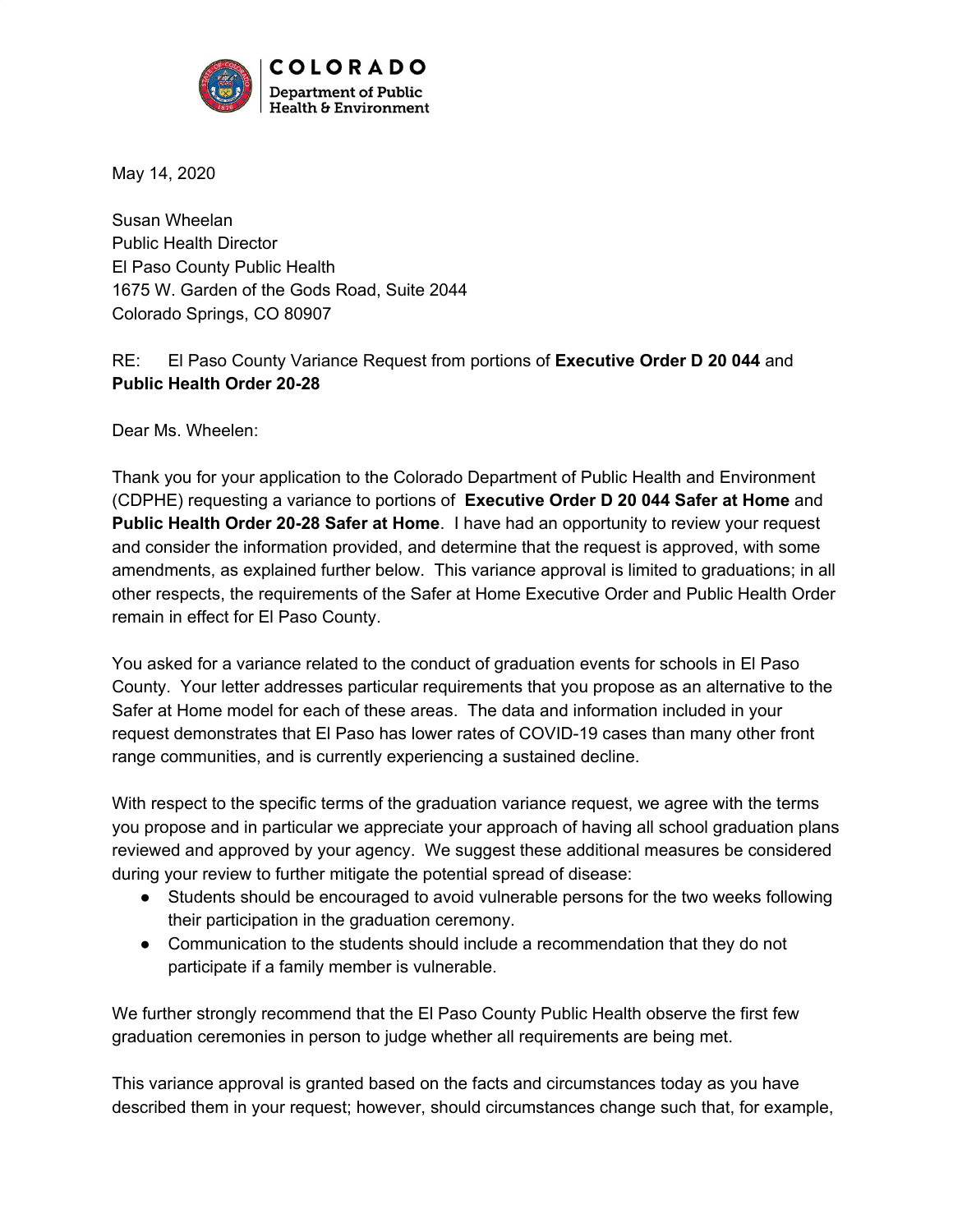COLORADO
Department of Public Health & Environment

May 14, 2020

Susan Wheelan
Public Health Director
El Paso County Public Health
1675 W. Garden of the Gods Road, Suite 2044
Colorado Springs, CO 80907

RE: El Paso County Variance Request from portions of **Executive Order D 20 044** and **Public Health Order 20-28**

Dear Ms. Wheelen:

Thank you for your application to the Colorado Department of Public Health and Environment (CDPHE) requesting a variance to portions of **Executive Order D 20 044 Safer at Home** and **Public Health Order 20-28 Safer at Home**. I have had an opportunity to review your request and consider the information provided, and determine that the request is approved, with some amendments, as explained further below. This variance approval is limited to graduations; in all other respects, the requirements of the Safer at Home Executive Order and Public Health Order remain in effect for El Paso County.

You asked for a variance related to the conduct of graduation events for schools in El Paso County. Your letter addresses particular requirements that you propose as an alternative to the Safer at Home model for each of these areas. The data and information included in your request demonstrates that El Paso has lower rates of COVID-19 cases than many other front range communities, and is currently experiencing a sustained decline.

With respect to the specific terms of the graduation variance request, we agree with the terms you propose and in particular we appreciate your approach of having all school graduation plans reviewed and approved by your agency. We suggest these additional measures be considered during your review to further mitigate the potential spread of disease:

- Students should be encouraged to avoid vulnerable persons for the two weeks following their participation in the graduation ceremony.
- Communication to the students should include a recommendation that they do not participate if a family member is vulnerable.

We further strongly recommend that the El Paso County Public Health observe the first few graduation ceremonies in person to judge whether all requirements are being met.

This variance approval is granted based on the facts and circumstances today as you have described them in your request; however, should circumstances change such that, for example,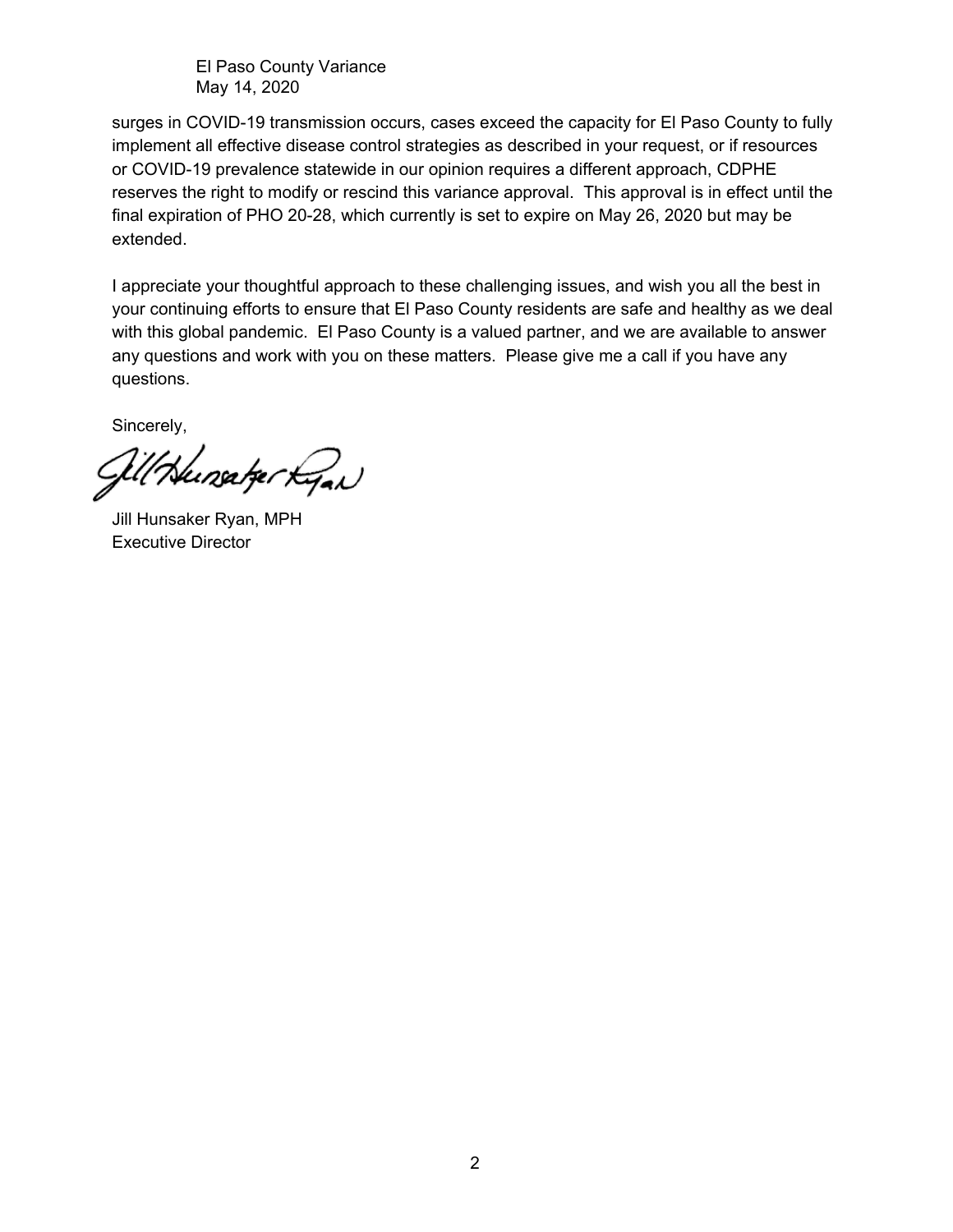surges in COVID-19 transmission occurs, cases exceed the capacity for El Paso County to fully implement all effective disease control strategies as described in your request, or if resources or COVID-19 prevalence statewide in our opinion requires a different approach, CDPHE reserves the right to modify or rescind this variance approval. This approval is in effect until the final expiration of PHO 20-28, which currently is set to expire on May 26, 2020 but may be extended.

I appreciate your thoughtful approach to these challenging issues, and wish you all the best in your continuing efforts to ensure that El Paso County residents are safe and healthy as we deal with this global pandemic. El Paso County is a valued partner, and we are available to answer any questions and work with you on these matters. Please give me a call if you have any questions.

Sincerely,

Jill Hunsaker Ryan

Jill Hunsaker Ryan, MPH
Executive Director